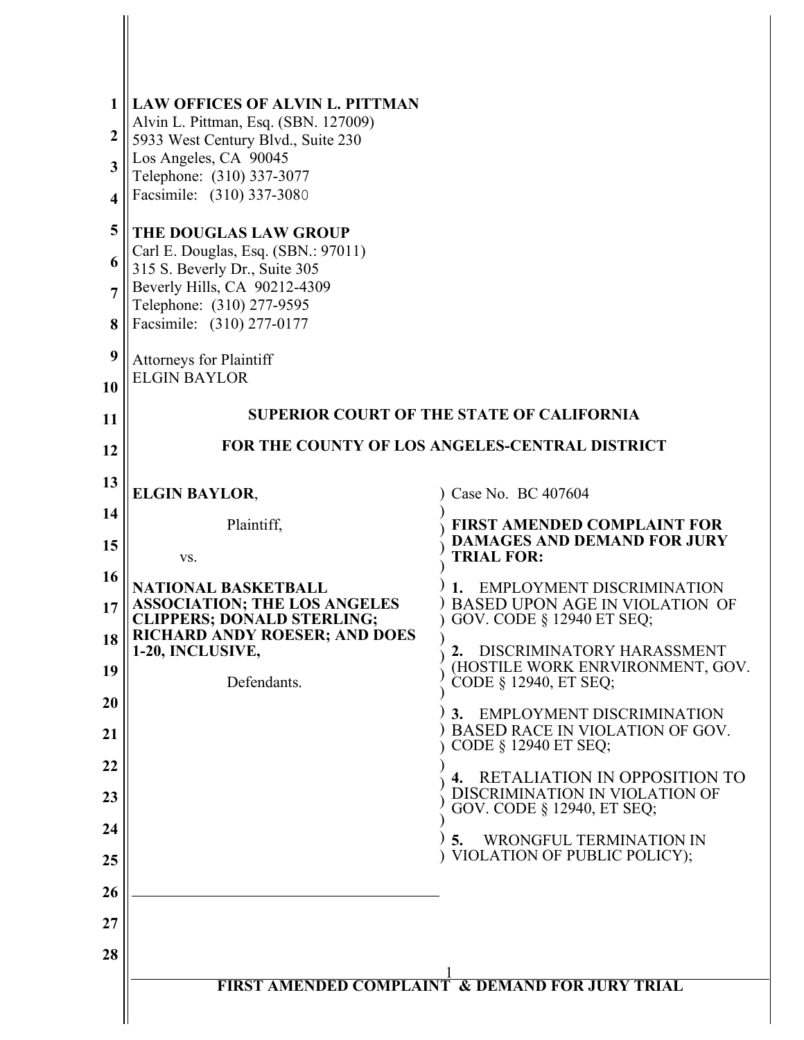LAW OFFICES OF ALVIN L. PITTMAN
Alvin L. Pittman, Esq. (SBN. 127009)
5933 West Century Blvd., Suite 230
Los Angeles, CA 90045
Telephone: (310) 337-3077
Facsimile: (310) 337-3080

THE DOUGLAS LAW GROUP
Carl E. Douglas, Esq. (SBN.: 97011)
315 S. Beverly Dr., Suite 305
Beverly Hills, CA 90212-4309
Telephone: (310) 277-9595
Facsimile: (310) 277-0177

Attorneys for Plaintiff
ELGIN BAYLOR

**SUPERIOR COURT OF THE STATE OF CALIFORNIA**

**FOR THE COUNTY OF LOS ANGELES-CENTRAL DISTRICT**

**ELGIN BAYLOR**,

Plaintiff,

vs.

**NATIONAL BASKETBALL ASSOCIATION; THE LOS ANGELES CLIPPERS; DONALD STERLING; RICHARD ANDY ROESER; AND DOES 1-20, INCLUSIVE,**

Defendants.

Case No. BC 407604

**FIRST AMENDED COMPLAINT FOR DAMAGES AND DEMAND FOR JURY TRIAL FOR:**

**1.** EMPLOYMENT DISCRIMINATION BASED UPON AGE IN VIOLATION OF GOV. CODE § 12940 ET SEQ;

**2.** DISCRIMINATORY HARASSMENT (HOSTILE WORK ENRVIRONMENT, GOV. CODE § 12940, ET SEQ;

**3.** EMPLOYMENT DISCRIMINATION BASED RACE IN VIOLATION OF GOV. CODE § 12940 ET SEQ;

**4.** RETALIATION IN OPPOSITION TO DISCRIMINATION IN VIOLATION OF GOV. CODE § 12940, ET SEQ;

**5.** WRONGFUL TERMINATION IN VIOLATION OF PUBLIC POLICY);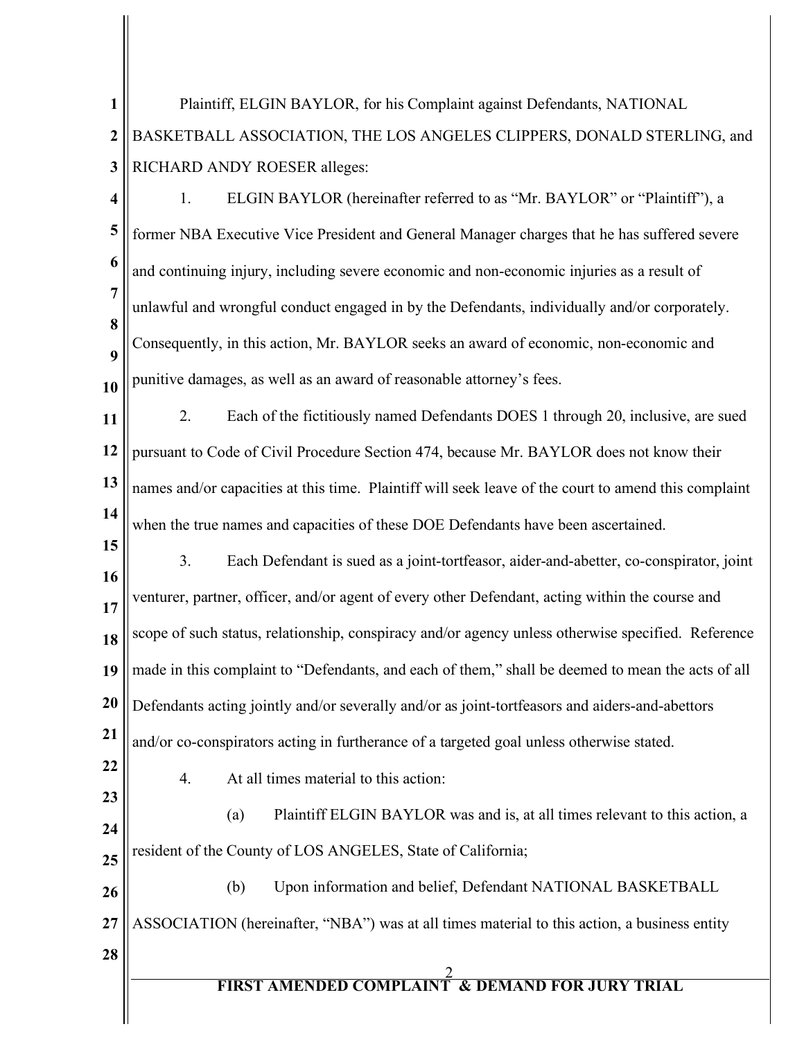Plaintiff, ELGIN BAYLOR, for his Complaint against Defendants, NATIONAL BASKETBALL ASSOCIATION, THE LOS ANGELES CLIPPERS, DONALD STERLING, and RICHARD ANDY ROESER alleges:

1. ELGIN BAYLOR (hereinafter referred to as "Mr. BAYLOR" or "Plaintiff"), a former NBA Executive Vice President and General Manager charges that he has suffered severe and continuing injury, including severe economic and non-economic injuries as a result of unlawful and wrongful conduct engaged in by the Defendants, individually and/or corporately. Consequently, in this action, Mr. BAYLOR seeks an award of economic, non-economic and punitive damages, as well as an award of reasonable attorney's fees.

2. Each of the fictitiously named Defendants DOES 1 through 20, inclusive, are sued pursuant to Code of Civil Procedure Section 474, because Mr. BAYLOR does not know their names and/or capacities at this time. Plaintiff will seek leave of the court to amend this complaint when the true names and capacities of these DOE Defendants have been ascertained.

3. Each Defendant is sued as a joint-tortfeasor, aider-and-abetter, co-conspirator, joint venturer, partner, officer, and/or agent of every other Defendant, acting within the course and scope of such status, relationship, conspiracy and/or agency unless otherwise specified. Reference made in this complaint to "Defendants, and each of them," shall be deemed to mean the acts of all Defendants acting jointly and/or severally and/or as joint-tortfeasors and aiders-and-abettors and/or co-conspirators acting in furtherance of a targeted goal unless otherwise stated.

4. At all times material to this action:

(a) Plaintiff ELGIN BAYLOR was and is, at all times relevant to this action, a resident of the County of LOS ANGELES, State of California;

(b) Upon information and belief, Defendant NATIONAL BASKETBALL ASSOCIATION (hereinafter, "NBA") was at all times material to this action, a business entity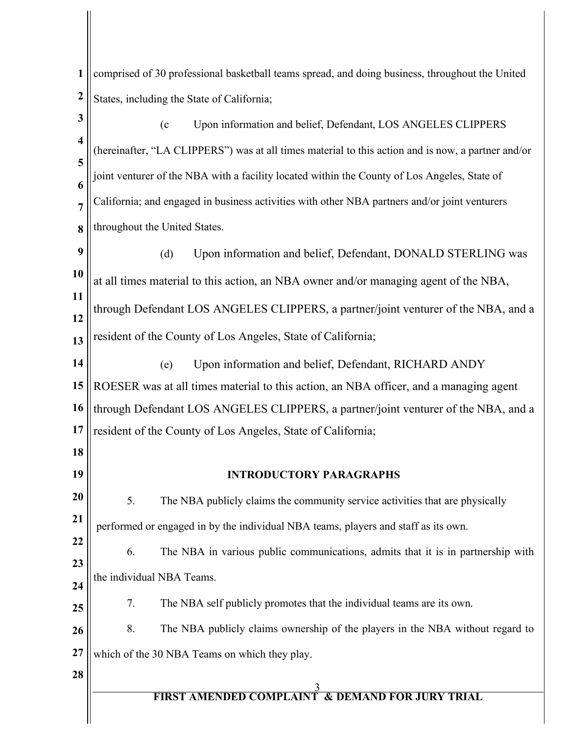comprised of 30 professional basketball teams spread, and doing business, throughout the United States, including the State of California;

(c Upon information and belief, Defendant, LOS ANGELES CLIPPERS (hereinafter, "LA CLIPPERS") was at all times material to this action and is now, a partner and/or joint venturer of the NBA with a facility located within the County of Los Angeles, State of California; and engaged in business activities with other NBA partners and/or joint venturers throughout the United States.

(d) Upon information and belief, Defendant, DONALD STERLING was at all times material to this action, an NBA owner and/or managing agent of the NBA, through Defendant LOS ANGELES CLIPPERS, a partner/joint venturer of the NBA, and a resident of the County of Los Angeles, State of California;

(e) Upon information and belief, Defendant, RICHARD ANDY ROESER was at all times material to this action, an NBA officer, and a managing agent through Defendant LOS ANGELES CLIPPERS, a partner/joint venturer of the NBA, and a resident of the County of Los Angeles, State of California;

**INTRODUCTORY PARAGRAPHS**

5. The NBA publicly claims the community service activities that are physically performed or engaged in by the individual NBA teams, players and staff as its own.

6. The NBA in various public communications, admits that it is in partnership with the individual NBA Teams.

7. The NBA self publicly promotes that the individual teams are its own.

8. The NBA publicly claims ownership of the players in the NBA without regard to which of the 30 NBA Teams on which they play.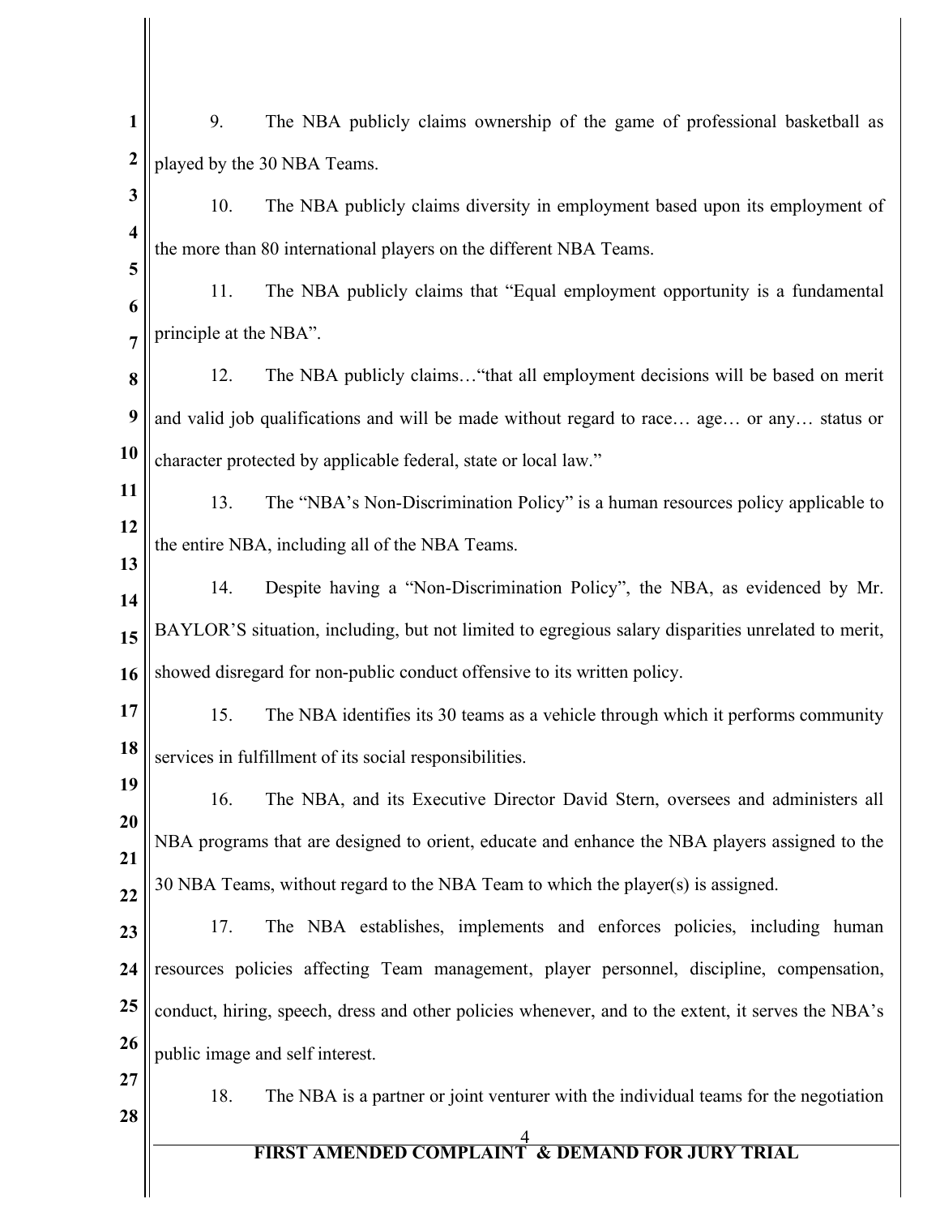9. The NBA publicly claims ownership of the game of professional basketball as played by the 30 NBA Teams.

10. The NBA publicly claims diversity in employment based upon its employment of the more than 80 international players on the different NBA Teams.

11. The NBA publicly claims that "Equal employment opportunity is a fundamental principle at the NBA".

12. The NBA publicly claims…"that all employment decisions will be based on merit and valid job qualifications and will be made without regard to race… age… or any… status or character protected by applicable federal, state or local law."

13. The "NBA's Non-Discrimination Policy" is a human resources policy applicable to the entire NBA, including all of the NBA Teams.

14. Despite having a "Non-Discrimination Policy", the NBA, as evidenced by Mr. BAYLOR'S situation, including, but not limited to egregious salary disparities unrelated to merit, showed disregard for non-public conduct offensive to its written policy.

15. The NBA identifies its 30 teams as a vehicle through which it performs community services in fulfillment of its social responsibilities.

16. The NBA, and its Executive Director David Stern, oversees and administers all NBA programs that are designed to orient, educate and enhance the NBA players assigned to the 30 NBA Teams, without regard to the NBA Team to which the player(s) is assigned.

17. The NBA establishes, implements and enforces policies, including human resources policies affecting Team management, player personnel, discipline, compensation, conduct, hiring, speech, dress and other policies whenever, and to the extent, it serves the NBA's public image and self interest.

18. The NBA is a partner or joint venturer with the individual teams for the negotiation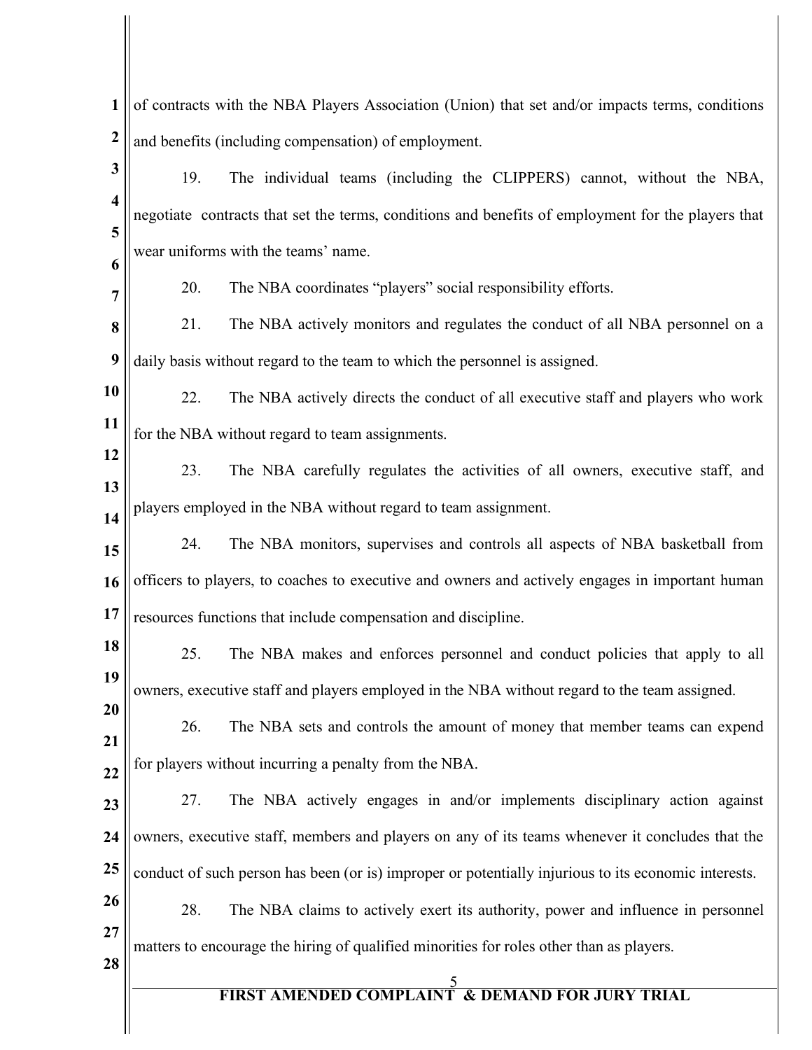of contracts with the NBA Players Association (Union) that set and/or impacts terms, conditions and benefits (including compensation) of employment.

19. The individual teams (including the CLIPPERS) cannot, without the NBA, negotiate contracts that set the terms, conditions and benefits of employment for the players that wear uniforms with the teams' name.

20. The NBA coordinates "players" social responsibility efforts.

21. The NBA actively monitors and regulates the conduct of all NBA personnel on a daily basis without regard to the team to which the personnel is assigned.

22. The NBA actively directs the conduct of all executive staff and players who work for the NBA without regard to team assignments.

23. The NBA carefully regulates the activities of all owners, executive staff, and players employed in the NBA without regard to team assignment.

24. The NBA monitors, supervises and controls all aspects of NBA basketball from officers to players, to coaches to executive and owners and actively engages in important human resources functions that include compensation and discipline.

25. The NBA makes and enforces personnel and conduct policies that apply to all owners, executive staff and players employed in the NBA without regard to the team assigned.

26. The NBA sets and controls the amount of money that member teams can expend for players without incurring a penalty from the NBA.

27. The NBA actively engages in and/or implements disciplinary action against owners, executive staff, members and players on any of its teams whenever it concludes that the conduct of such person has been (or is) improper or potentially injurious to its economic interests.

28. The NBA claims to actively exert its authority, power and influence in personnel matters to encourage the hiring of qualified minorities for roles other than as players.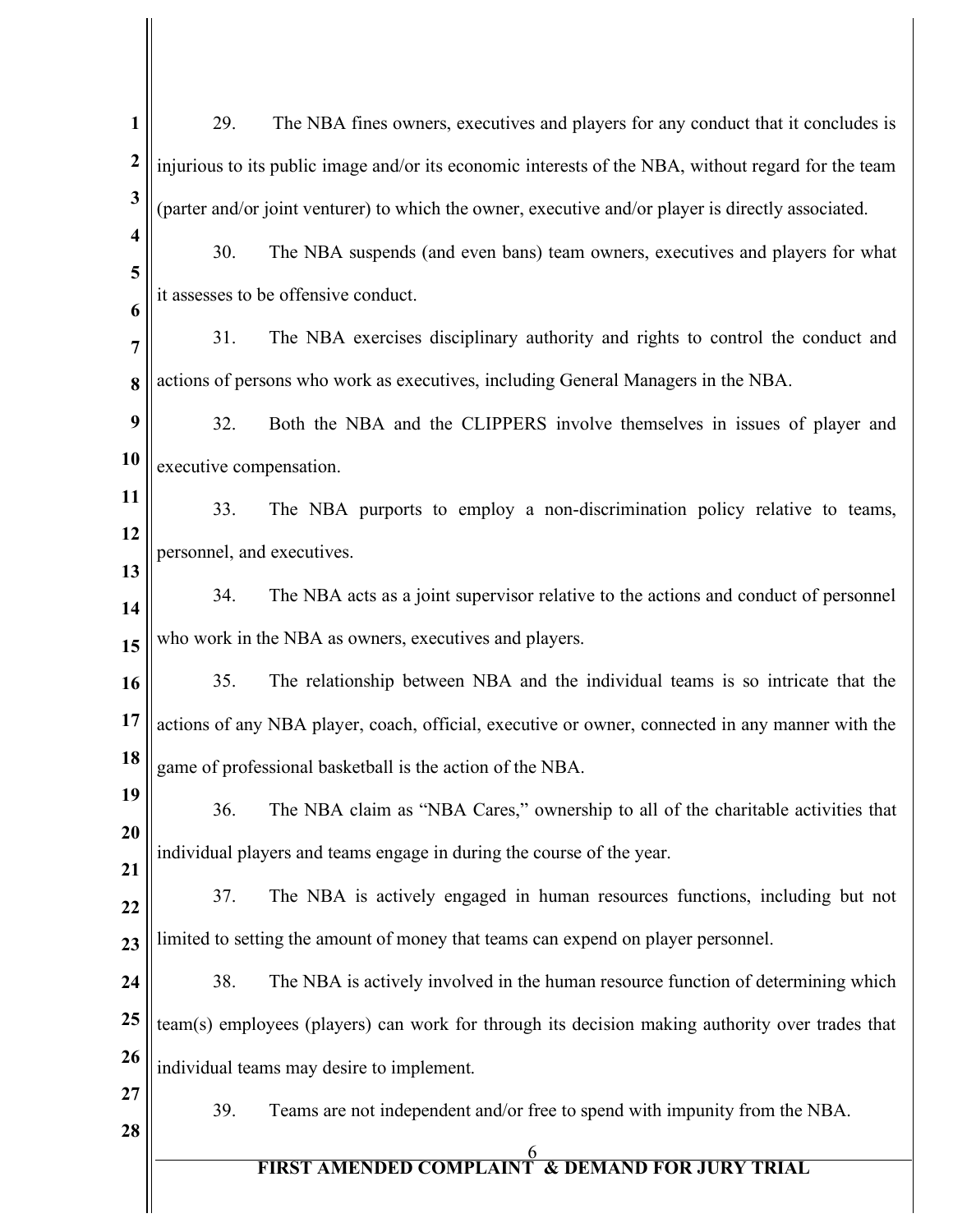29. The NBA fines owners, executives and players for any conduct that it concludes is injurious to its public image and/or its economic interests of the NBA, without regard for the team (parter and/or joint venturer) to which the owner, executive and/or player is directly associated.

30. The NBA suspends (and even bans) team owners, executives and players for what it assesses to be offensive conduct.

31. The NBA exercises disciplinary authority and rights to control the conduct and actions of persons who work as executives, including General Managers in the NBA.

32. Both the NBA and the CLIPPERS involve themselves in issues of player and executive compensation.

33. The NBA purports to employ a non-discrimination policy relative to teams, personnel, and executives.

34. The NBA acts as a joint supervisor relative to the actions and conduct of personnel who work in the NBA as owners, executives and players.

35. The relationship between NBA and the individual teams is so intricate that the actions of any NBA player, coach, official, executive or owner, connected in any manner with the game of professional basketball is the action of the NBA.

36. The NBA claim as "NBA Cares," ownership to all of the charitable activities that individual players and teams engage in during the course of the year.

37. The NBA is actively engaged in human resources functions, including but not limited to setting the amount of money that teams can expend on player personnel.

38. The NBA is actively involved in the human resource function of determining which team(s) employees (players) can work for through its decision making authority over trades that individual teams may desire to implement.

39. Teams are not independent and/or free to spend with impunity from the NBA.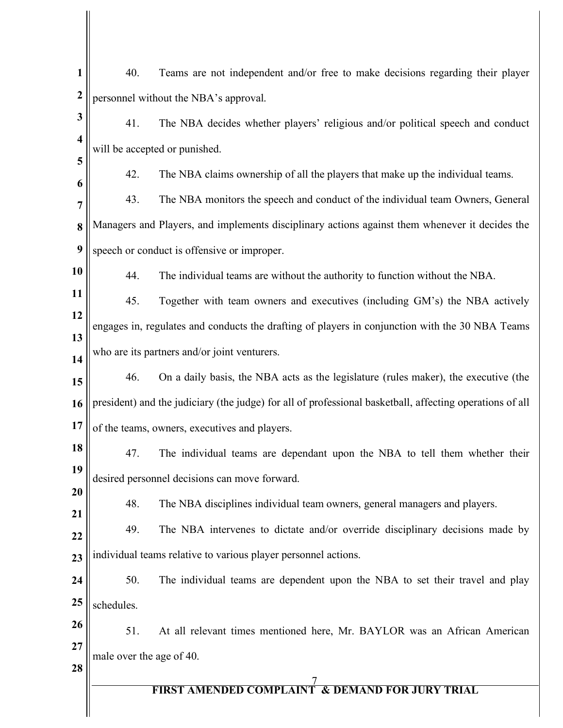40. Teams are not independent and/or free to make decisions regarding their player personnel without the NBA's approval.

41. The NBA decides whether players' religious and/or political speech and conduct will be accepted or punished.

42. The NBA claims ownership of all the players that make up the individual teams.

43. The NBA monitors the speech and conduct of the individual team Owners, General Managers and Players, and implements disciplinary actions against them whenever it decides the speech or conduct is offensive or improper.

44. The individual teams are without the authority to function without the NBA.

45. Together with team owners and executives (including GM's) the NBA actively engages in, regulates and conducts the drafting of players in conjunction with the 30 NBA Teams who are its partners and/or joint venturers.

46. On a daily basis, the NBA acts as the legislature (rules maker), the executive (the president) and the judiciary (the judge) for all of professional basketball, affecting operations of all of the teams, owners, executives and players.

47. The individual teams are dependant upon the NBA to tell them whether their desired personnel decisions can move forward.

48. The NBA disciplines individual team owners, general managers and players.

49. The NBA intervenes to dictate and/or override disciplinary decisions made by individual teams relative to various player personnel actions.

50. The individual teams are dependent upon the NBA to set their travel and play schedules.

51. At all relevant times mentioned here, Mr. BAYLOR was an African American male over the age of 40.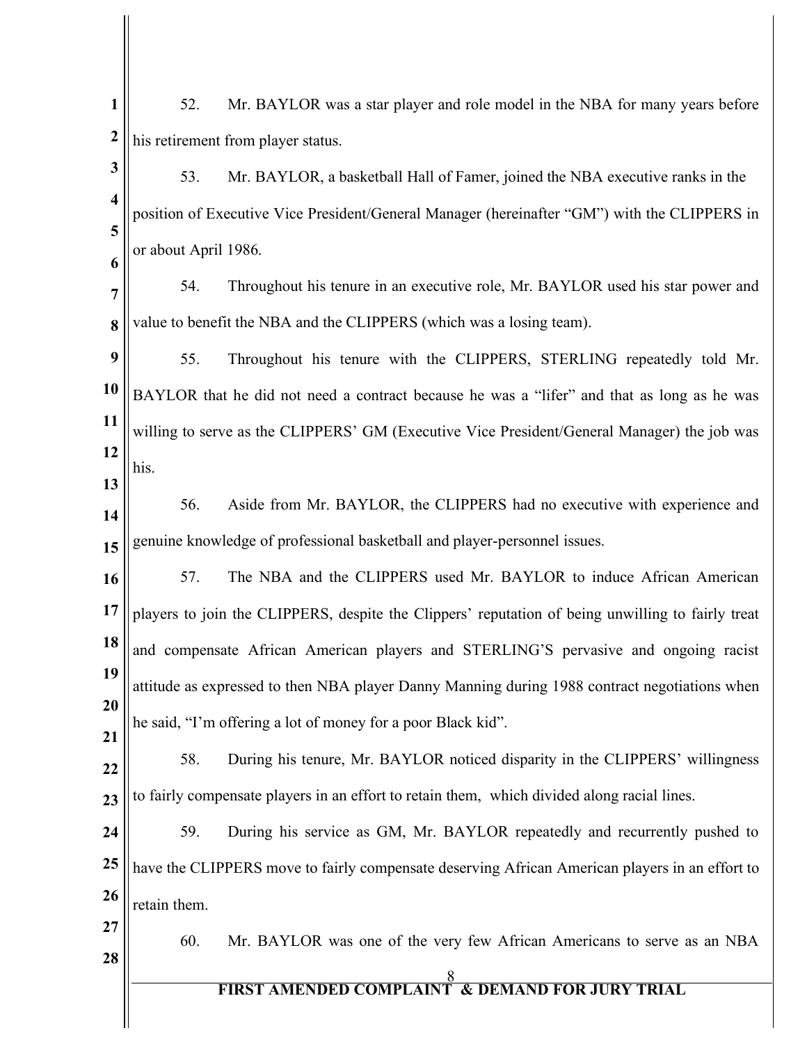52. Mr. BAYLOR was a star player and role model in the NBA for many years before his retirement from player status.

53. Mr. BAYLOR, a basketball Hall of Famer, joined the NBA executive ranks in the position of Executive Vice President/General Manager (hereinafter "GM") with the CLIPPERS in or about April 1986.

54. Throughout his tenure in an executive role, Mr. BAYLOR used his star power and value to benefit the NBA and the CLIPPERS (which was a losing team).

55. Throughout his tenure with the CLIPPERS, STERLING repeatedly told Mr. BAYLOR that he did not need a contract because he was a "lifer" and that as long as he was willing to serve as the CLIPPERS' GM (Executive Vice President/General Manager) the job was his.

56. Aside from Mr. BAYLOR, the CLIPPERS had no executive with experience and genuine knowledge of professional basketball and player-personnel issues.

57. The NBA and the CLIPPERS used Mr. BAYLOR to induce African American players to join the CLIPPERS, despite the Clippers' reputation of being unwilling to fairly treat and compensate African American players and STERLING'S pervasive and ongoing racist attitude as expressed to then NBA player Danny Manning during 1988 contract negotiations when he said, "I'm offering a lot of money for a poor Black kid".

58. During his tenure, Mr. BAYLOR noticed disparity in the CLIPPERS' willingness to fairly compensate players in an effort to retain them, which divided along racial lines.

59. During his service as GM, Mr. BAYLOR repeatedly and recurrently pushed to have the CLIPPERS move to fairly compensate deserving African American players in an effort to retain them.

60. Mr. BAYLOR was one of the very few African Americans to serve as an NBA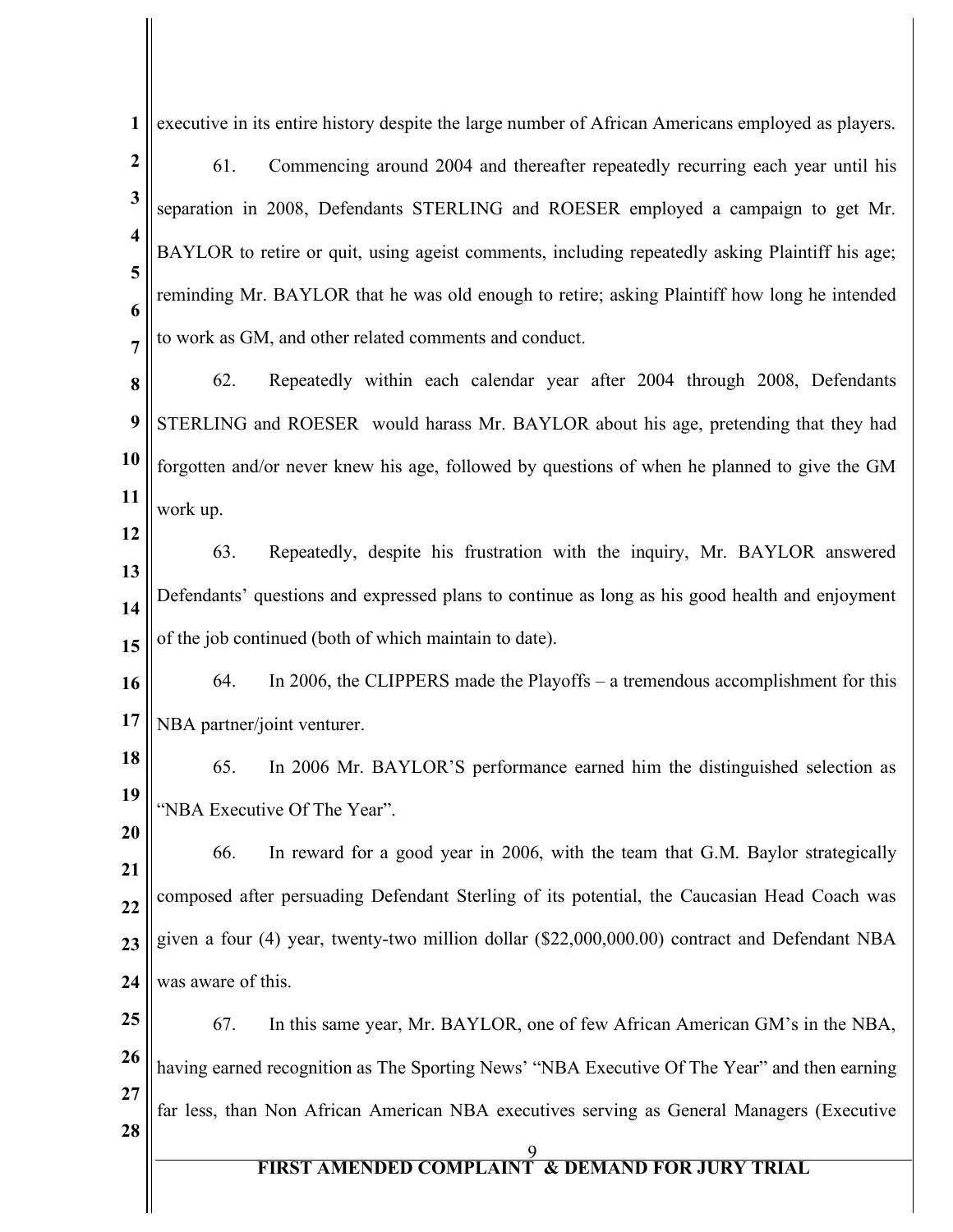executive in its entire history despite the large number of African Americans employed as players.

61. Commencing around 2004 and thereafter repeatedly recurring each year until his separation in 2008, Defendants STERLING and ROESER employed a campaign to get Mr. BAYLOR to retire or quit, using ageist comments, including repeatedly asking Plaintiff his age; reminding Mr. BAYLOR that he was old enough to retire; asking Plaintiff how long he intended to work as GM, and other related comments and conduct.

62. Repeatedly within each calendar year after 2004 through 2008, Defendants STERLING and ROESER would harass Mr. BAYLOR about his age, pretending that they had forgotten and/or never knew his age, followed by questions of when he planned to give the GM work up.

63. Repeatedly, despite his frustration with the inquiry, Mr. BAYLOR answered Defendants' questions and expressed plans to continue as long as his good health and enjoyment of the job continued (both of which maintain to date).

64. In 2006, the CLIPPERS made the Playoffs – a tremendous accomplishment for this NBA partner/joint venturer.

65. In 2006 Mr. BAYLOR'S performance earned him the distinguished selection as "NBA Executive Of The Year".

66. In reward for a good year in 2006, with the team that G.M. Baylor strategically composed after persuading Defendant Sterling of its potential, the Caucasian Head Coach was given a four (4) year, twenty-two million dollar ($22,000,000.00) contract and Defendant NBA was aware of this.

67. In this same year, Mr. BAYLOR, one of few African American GM's in the NBA, having earned recognition as The Sporting News' "NBA Executive Of The Year" and then earning far less, than Non African American NBA executives serving as General Managers (Executive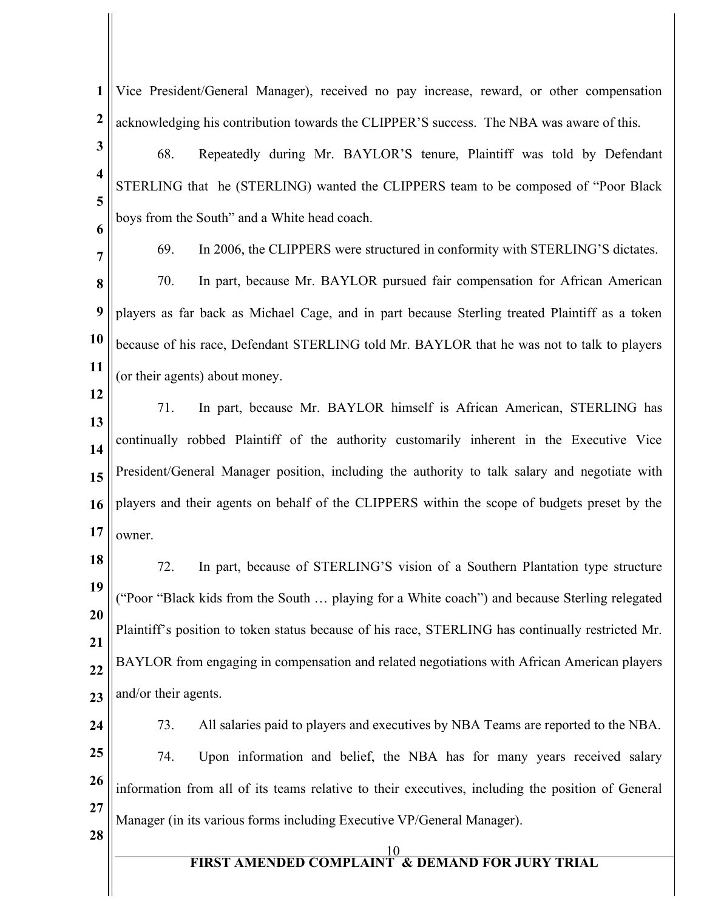Vice President/General Manager), received no pay increase, reward, or other compensation acknowledging his contribution towards the CLIPPER'S success. The NBA was aware of this.

68. Repeatedly during Mr. BAYLOR'S tenure, Plaintiff was told by Defendant STERLING that he (STERLING) wanted the CLIPPERS team to be composed of "Poor Black boys from the South" and a White head coach.

69. In 2006, the CLIPPERS were structured in conformity with STERLING'S dictates.

70. In part, because Mr. BAYLOR pursued fair compensation for African American players as far back as Michael Cage, and in part because Sterling treated Plaintiff as a token because of his race, Defendant STERLING told Mr. BAYLOR that he was not to talk to players (or their agents) about money.

71. In part, because Mr. BAYLOR himself is African American, STERLING has continually robbed Plaintiff of the authority customarily inherent in the Executive Vice President/General Manager position, including the authority to talk salary and negotiate with players and their agents on behalf of the CLIPPERS within the scope of budgets preset by the owner.

72. In part, because of STERLING'S vision of a Southern Plantation type structure ("Poor "Black kids from the South … playing for a White coach") and because Sterling relegated Plaintiff's position to token status because of his race, STERLING has continually restricted Mr. BAYLOR from engaging in compensation and related negotiations with African American players and/or their agents.

73. All salaries paid to players and executives by NBA Teams are reported to the NBA.

74. Upon information and belief, the NBA has for many years received salary information from all of its teams relative to their executives, including the position of General Manager (in its various forms including Executive VP/General Manager).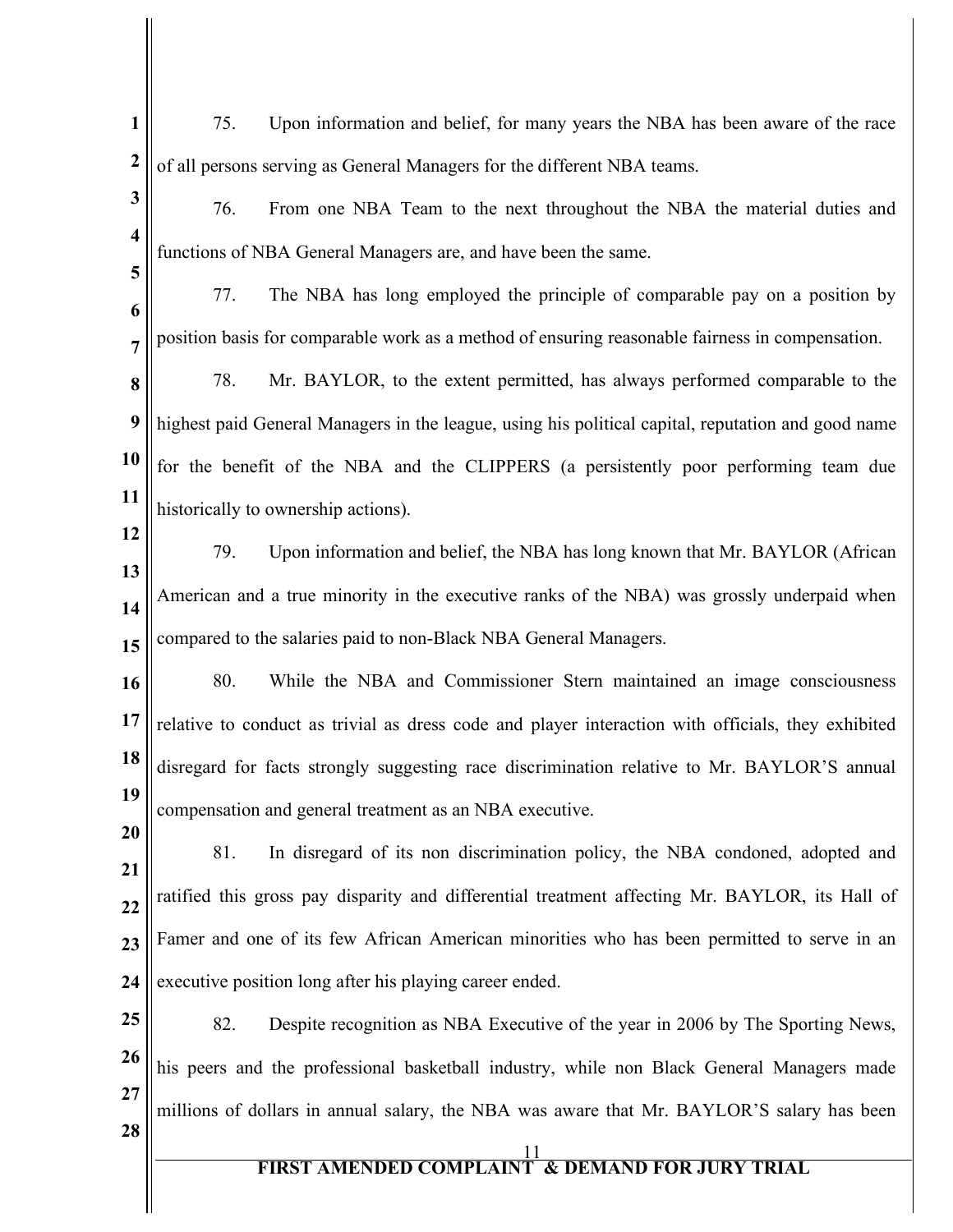75. Upon information and belief, for many years the NBA has been aware of the race of all persons serving as General Managers for the different NBA teams.

76. From one NBA Team to the next throughout the NBA the material duties and functions of NBA General Managers are, and have been the same.

77. The NBA has long employed the principle of comparable pay on a position by position basis for comparable work as a method of ensuring reasonable fairness in compensation.

78. Mr. BAYLOR, to the extent permitted, has always performed comparable to the highest paid General Managers in the league, using his political capital, reputation and good name for the benefit of the NBA and the CLIPPERS (a persistently poor performing team due historically to ownership actions).

79. Upon information and belief, the NBA has long known that Mr. BAYLOR (African American and a true minority in the executive ranks of the NBA) was grossly underpaid when compared to the salaries paid to non-Black NBA General Managers.

80. While the NBA and Commissioner Stern maintained an image consciousness relative to conduct as trivial as dress code and player interaction with officials, they exhibited disregard for facts strongly suggesting race discrimination relative to Mr. BAYLOR'S annual compensation and general treatment as an NBA executive.

81. In disregard of its non discrimination policy, the NBA condoned, adopted and ratified this gross pay disparity and differential treatment affecting Mr. BAYLOR, its Hall of Famer and one of its few African American minorities who has been permitted to serve in an executive position long after his playing career ended.

82. Despite recognition as NBA Executive of the year in 2006 by The Sporting News, his peers and the professional basketball industry, while non Black General Managers made millions of dollars in annual salary, the NBA was aware that Mr. BAYLOR'S salary has been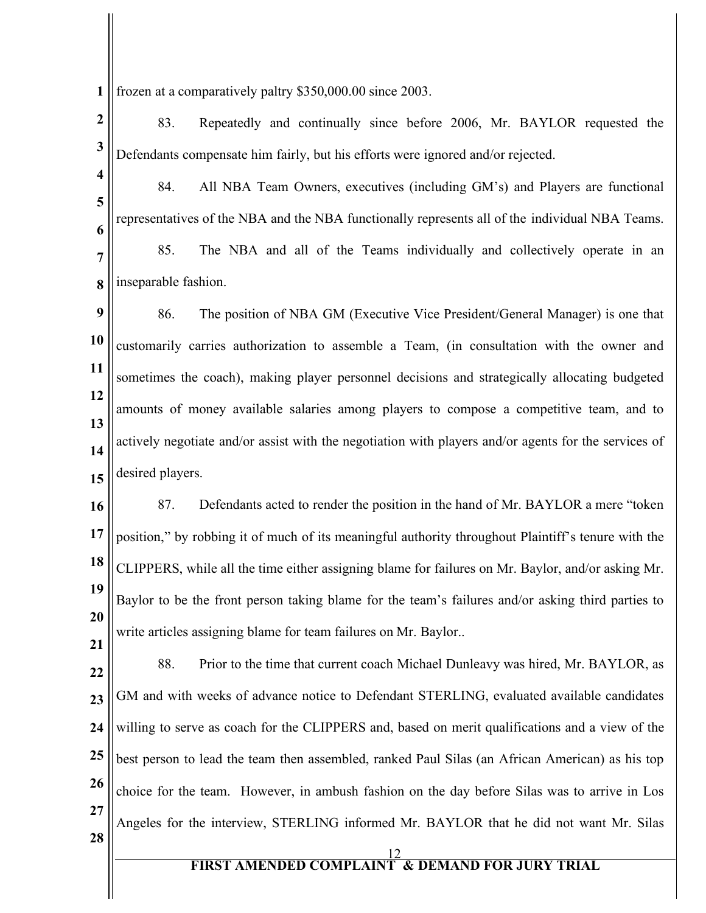frozen at a comparatively paltry $350,000.00 since 2003.

83. Repeatedly and continually since before 2006, Mr. BAYLOR requested the Defendants compensate him fairly, but his efforts were ignored and/or rejected.

84. All NBA Team Owners, executives (including GM's) and Players are functional representatives of the NBA and the NBA functionally represents all of the individual NBA Teams.

85. The NBA and all of the Teams individually and collectively operate in an inseparable fashion.

86. The position of NBA GM (Executive Vice President/General Manager) is one that customarily carries authorization to assemble a Team, (in consultation with the owner and sometimes the coach), making player personnel decisions and strategically allocating budgeted amounts of money available salaries among players to compose a competitive team, and to actively negotiate and/or assist with the negotiation with players and/or agents for the services of desired players.

87. Defendants acted to render the position in the hand of Mr. BAYLOR a mere "token position," by robbing it of much of its meaningful authority throughout Plaintiff's tenure with the CLIPPERS, while all the time either assigning blame for failures on Mr. Baylor, and/or asking Mr. Baylor to be the front person taking blame for the team's failures and/or asking third parties to write articles assigning blame for team failures on Mr. Baylor..

88. Prior to the time that current coach Michael Dunleavy was hired, Mr. BAYLOR, as GM and with weeks of advance notice to Defendant STERLING, evaluated available candidates willing to serve as coach for the CLIPPERS and, based on merit qualifications and a view of the best person to lead the team then assembled, ranked Paul Silas (an African American) as his top choice for the team. However, in ambush fashion on the day before Silas was to arrive in Los Angeles for the interview, STERLING informed Mr. BAYLOR that he did not want Mr. Silas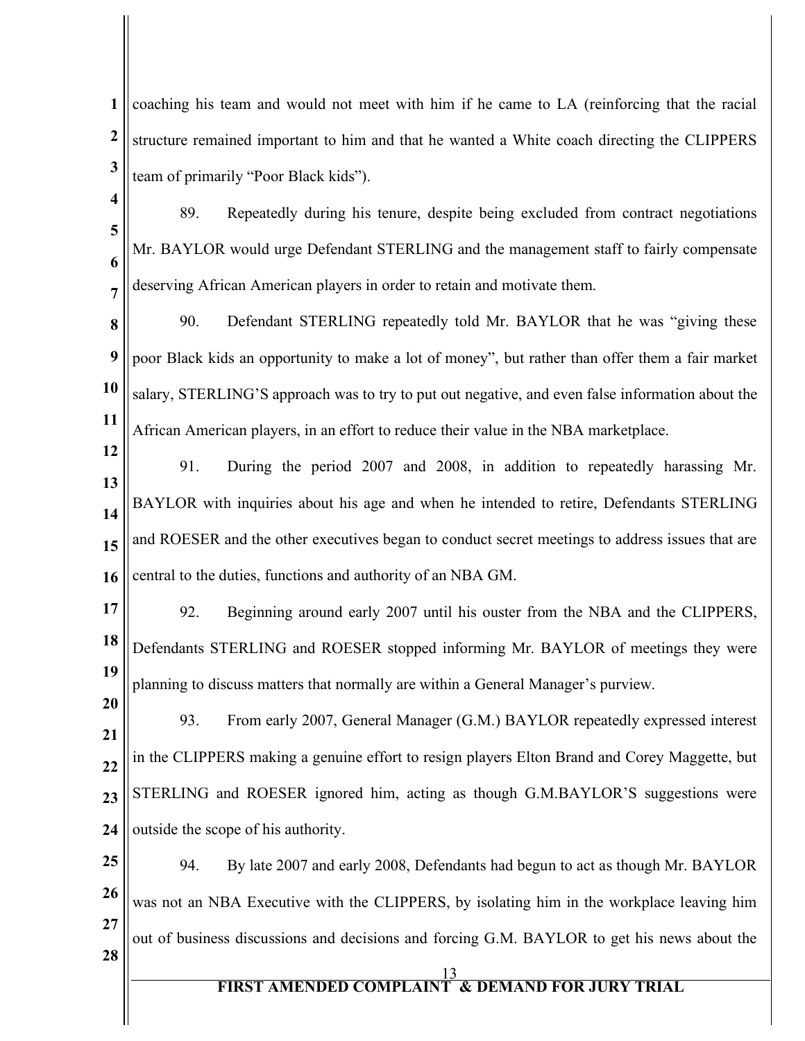coaching his team and would not meet with him if he came to LA (reinforcing that the racial structure remained important to him and that he wanted a White coach directing the CLIPPERS team of primarily "Poor Black kids").

89. Repeatedly during his tenure, despite being excluded from contract negotiations Mr. BAYLOR would urge Defendant STERLING and the management staff to fairly compensate deserving African American players in order to retain and motivate them.

90. Defendant STERLING repeatedly told Mr. BAYLOR that he was "giving these poor Black kids an opportunity to make a lot of money", but rather than offer them a fair market salary, STERLING'S approach was to try to put out negative, and even false information about the African American players, in an effort to reduce their value in the NBA marketplace.

91. During the period 2007 and 2008, in addition to repeatedly harassing Mr. BAYLOR with inquiries about his age and when he intended to retire, Defendants STERLING and ROESER and the other executives began to conduct secret meetings to address issues that are central to the duties, functions and authority of an NBA GM.

92. Beginning around early 2007 until his ouster from the NBA and the CLIPPERS, Defendants STERLING and ROESER stopped informing Mr. BAYLOR of meetings they were planning to discuss matters that normally are within a General Manager's purview.

93. From early 2007, General Manager (G.M.) BAYLOR repeatedly expressed interest in the CLIPPERS making a genuine effort to resign players Elton Brand and Corey Maggette, but STERLING and ROESER ignored him, acting as though G.M.BAYLOR'S suggestions were outside the scope of his authority.

94. By late 2007 and early 2008, Defendants had begun to act as though Mr. BAYLOR was not an NBA Executive with the CLIPPERS, by isolating him in the workplace leaving him out of business discussions and decisions and forcing G.M. BAYLOR to get his news about the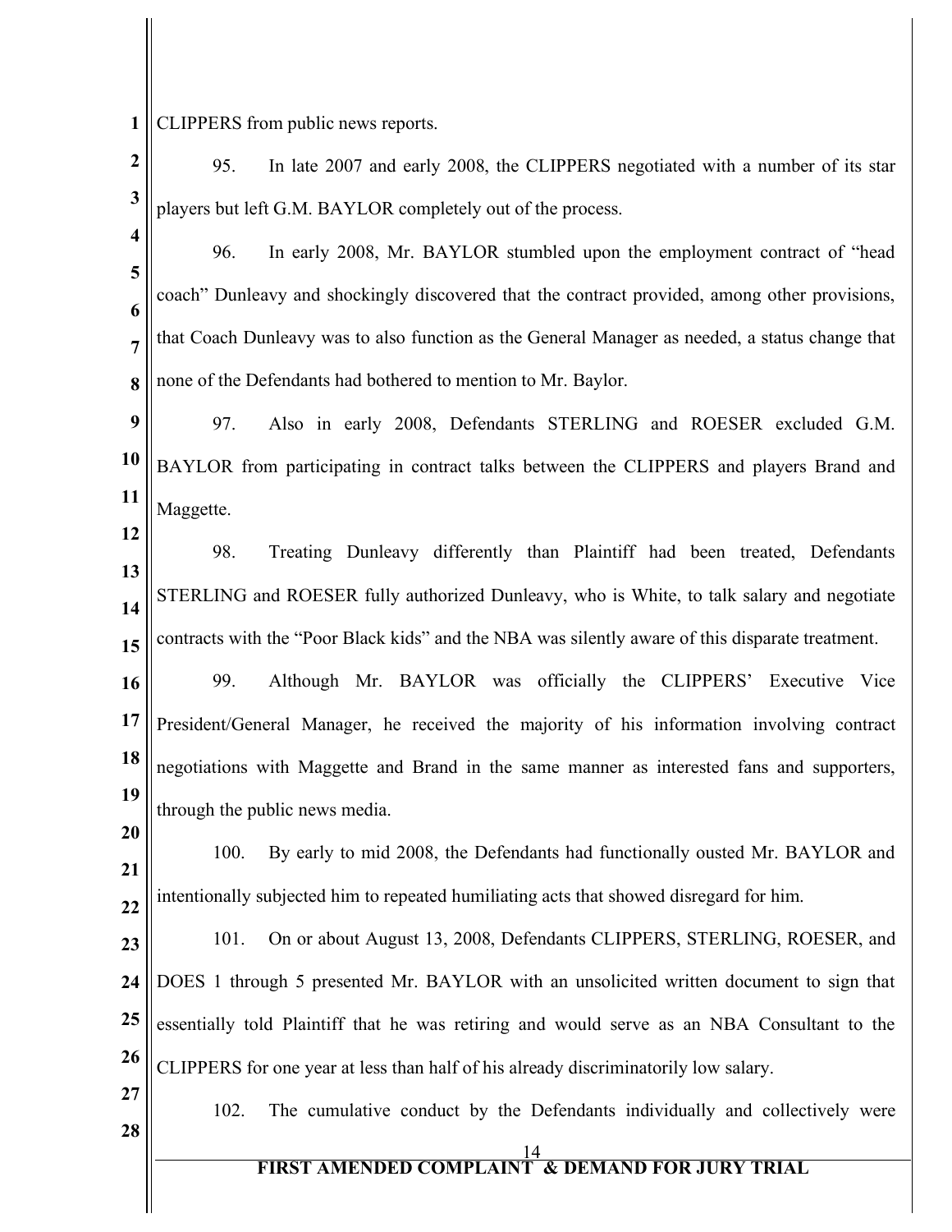CLIPPERS from public news reports.

95. In late 2007 and early 2008, the CLIPPERS negotiated with a number of its star players but left G.M. BAYLOR completely out of the process.

96. In early 2008, Mr. BAYLOR stumbled upon the employment contract of "head coach" Dunleavy and shockingly discovered that the contract provided, among other provisions, that Coach Dunleavy was to also function as the General Manager as needed, a status change that none of the Defendants had bothered to mention to Mr. Baylor.

97. Also in early 2008, Defendants STERLING and ROESER excluded G.M. BAYLOR from participating in contract talks between the CLIPPERS and players Brand and Maggette.

98. Treating Dunleavy differently than Plaintiff had been treated, Defendants STERLING and ROESER fully authorized Dunleavy, who is White, to talk salary and negotiate contracts with the "Poor Black kids" and the NBA was silently aware of this disparate treatment.

99. Although Mr. BAYLOR was officially the CLIPPERS' Executive Vice President/General Manager, he received the majority of his information involving contract negotiations with Maggette and Brand in the same manner as interested fans and supporters, through the public news media.

100. By early to mid 2008, the Defendants had functionally ousted Mr. BAYLOR and intentionally subjected him to repeated humiliating acts that showed disregard for him.

101. On or about August 13, 2008, Defendants CLIPPERS, STERLING, ROESER, and DOES 1 through 5 presented Mr. BAYLOR with an unsolicited written document to sign that essentially told Plaintiff that he was retiring and would serve as an NBA Consultant to the CLIPPERS for one year at less than half of his already discriminatorily low salary.

102. The cumulative conduct by the Defendants individually and collectively were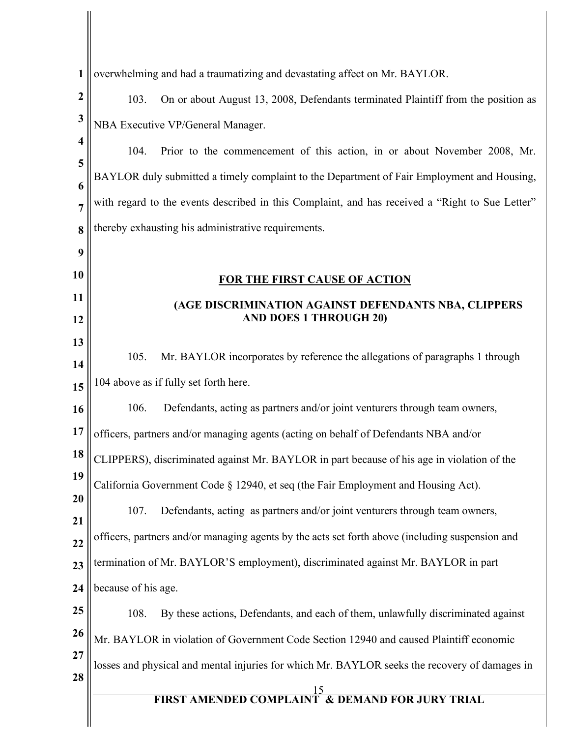overwhelming and had a traumatizing and devastating affect on Mr. BAYLOR.

103. On or about August 13, 2008, Defendants terminated Plaintiff from the position as NBA Executive VP/General Manager.

104. Prior to the commencement of this action, in or about November 2008, Mr. BAYLOR duly submitted a timely complaint to the Department of Fair Employment and Housing, with regard to the events described in this Complaint, and has received a "Right to Sue Letter" thereby exhausting his administrative requirements.

**FOR THE FIRST CAUSE OF ACTION**

**(AGE DISCRIMINATION AGAINST DEFENDANTS NBA, CLIPPERS AND DOES 1 THROUGH 20)**

105. Mr. BAYLOR incorporates by reference the allegations of paragraphs 1 through 104 above as if fully set forth here.

106. Defendants, acting as partners and/or joint venturers through team owners, officers, partners and/or managing agents (acting on behalf of Defendants NBA and/or CLIPPERS), discriminated against Mr. BAYLOR in part because of his age in violation of the California Government Code § 12940, et seq (the Fair Employment and Housing Act).

107. Defendants, acting as partners and/or joint venturers through team owners, officers, partners and/or managing agents by the acts set forth above (including suspension and termination of Mr. BAYLOR'S employment), discriminated against Mr. BAYLOR in part because of his age.

108. By these actions, Defendants, and each of them, unlawfully discriminated against Mr. BAYLOR in violation of Government Code Section 12940 and caused Plaintiff economic losses and physical and mental injuries for which Mr. BAYLOR seeks the recovery of damages in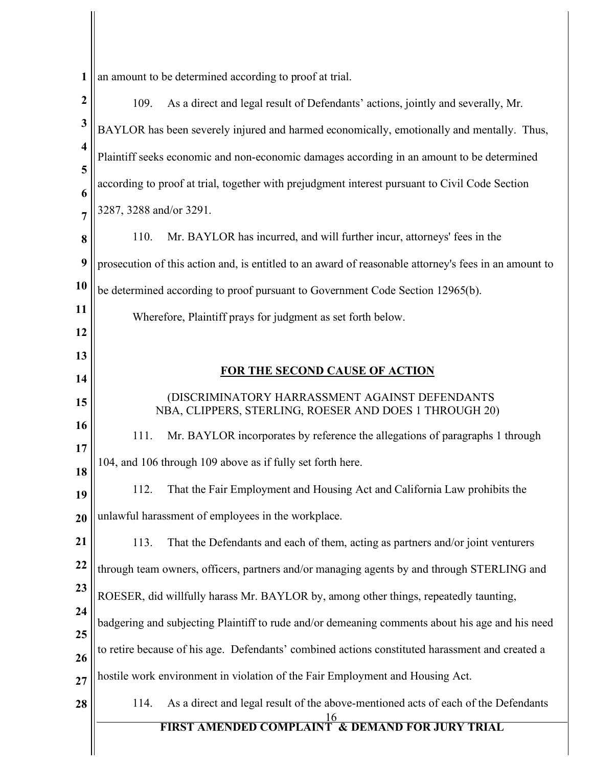an amount to be determined according to proof at trial.

109. As a direct and legal result of Defendants' actions, jointly and severally, Mr. BAYLOR has been severely injured and harmed economically, emotionally and mentally. Thus, Plaintiff seeks economic and non-economic damages according in an amount to be determined according to proof at trial, together with prejudgment interest pursuant to Civil Code Section 3287, 3288 and/or 3291.

110. Mr. BAYLOR has incurred, and will further incur, attorneys' fees in the prosecution of this action and, is entitled to an award of reasonable attorney's fees in an amount to be determined according to proof pursuant to Government Code Section 12965(b).

Wherefore, Plaintiff prays for judgment as set forth below.

**FOR THE SECOND CAUSE OF ACTION**

(DISCRIMINATORY HARRASSMENT AGAINST DEFENDANTS NBA, CLIPPERS, STERLING, ROESER AND DOES 1 THROUGH 20)

111. Mr. BAYLOR incorporates by reference the allegations of paragraphs 1 through 104, and 106 through 109 above as if fully set forth here.

112. That the Fair Employment and Housing Act and California Law prohibits the unlawful harassment of employees in the workplace.

113. That the Defendants and each of them, acting as partners and/or joint venturers through team owners, officers, partners and/or managing agents by and through STERLING and ROESER, did willfully harass Mr. BAYLOR by, among other things, repeatedly taunting, badgering and subjecting Plaintiff to rude and/or demeaning comments about his age and his need to retire because of his age. Defendants' combined actions constituted harassment and created a hostile work environment in violation of the Fair Employment and Housing Act.

114. As a direct and legal result of the above-mentioned acts of each of the Defendants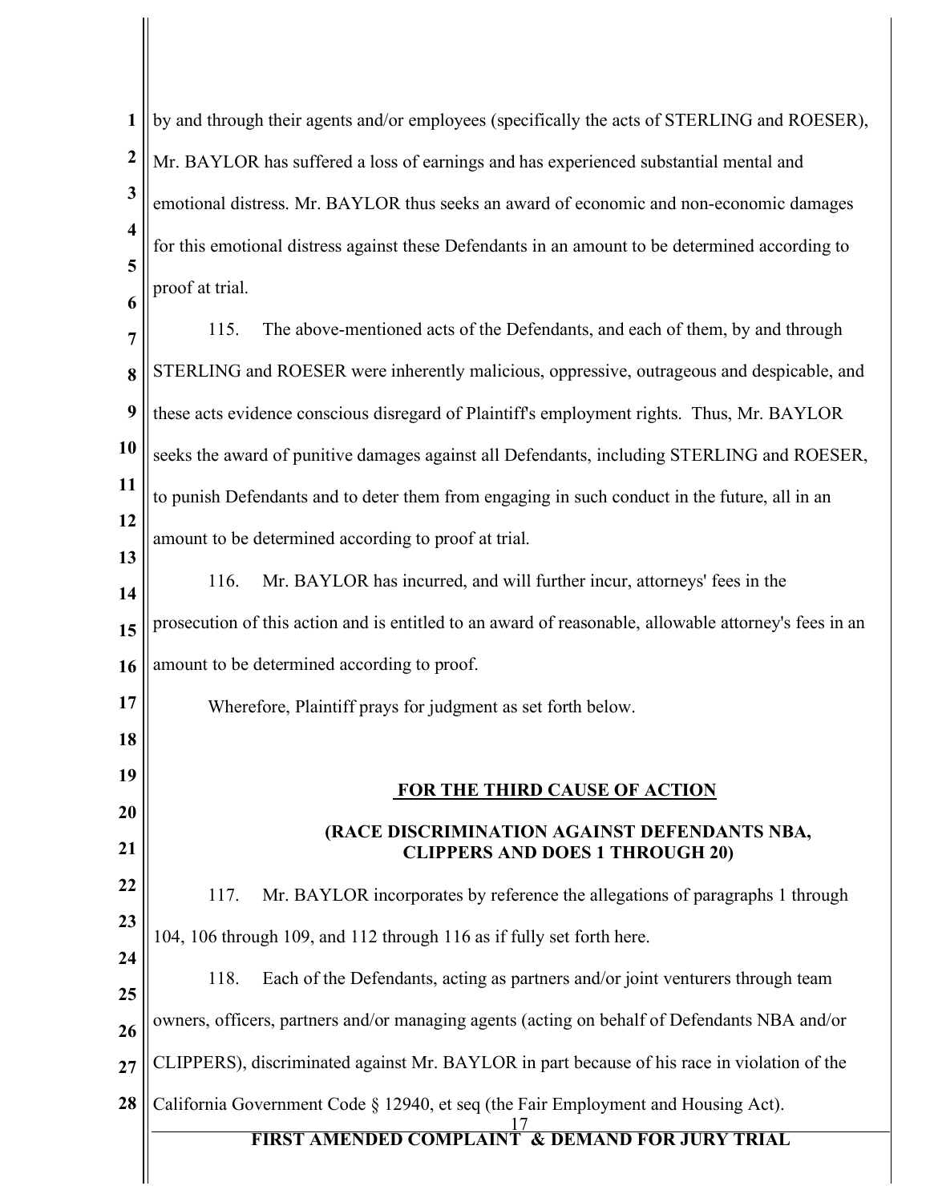by and through their agents and/or employees (specifically the acts of STERLING and ROESER), Mr. BAYLOR has suffered a loss of earnings and has experienced substantial mental and emotional distress. Mr. BAYLOR thus seeks an award of economic and non-economic damages for this emotional distress against these Defendants in an amount to be determined according to proof at trial.

115. The above-mentioned acts of the Defendants, and each of them, by and through STERLING and ROESER were inherently malicious, oppressive, outrageous and despicable, and these acts evidence conscious disregard of Plaintiff's employment rights. Thus, Mr. BAYLOR seeks the award of punitive damages against all Defendants, including STERLING and ROESER, to punish Defendants and to deter them from engaging in such conduct in the future, all in an amount to be determined according to proof at trial.

116. Mr. BAYLOR has incurred, and will further incur, attorneys' fees in the prosecution of this action and is entitled to an award of reasonable, allowable attorney's fees in an amount to be determined according to proof.

Wherefore, Plaintiff prays for judgment as set forth below.

## FOR THE THIRD CAUSE OF ACTION

### (RACE DISCRIMINATION AGAINST DEFENDANTS NBA, CLIPPERS AND DOES 1 THROUGH 20)

117. Mr. BAYLOR incorporates by reference the allegations of paragraphs 1 through 104, 106 through 109, and 112 through 116 as if fully set forth here.

118. Each of the Defendants, acting as partners and/or joint venturers through team owners, officers, partners and/or managing agents (acting on behalf of Defendants NBA and/or CLIPPERS), discriminated against Mr. BAYLOR in part because of his race in violation of the California Government Code § 12940, et seq (the Fair Employment and Housing Act).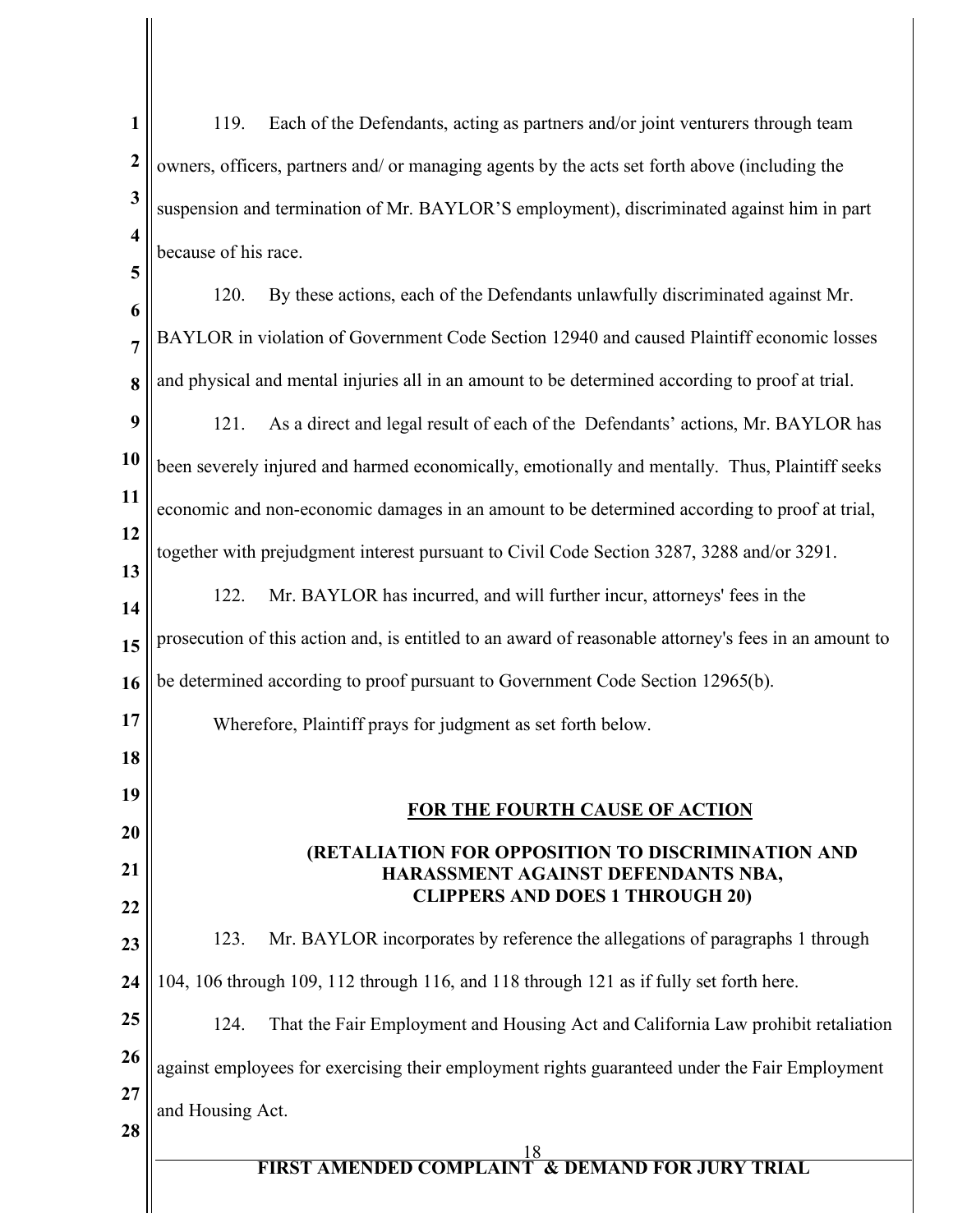119. Each of the Defendants, acting as partners and/or joint venturers through team owners, officers, partners and/ or managing agents by the acts set forth above (including the suspension and termination of Mr. BAYLOR'S employment), discriminated against him in part because of his race.

120. By these actions, each of the Defendants unlawfully discriminated against Mr. BAYLOR in violation of Government Code Section 12940 and caused Plaintiff economic losses and physical and mental injuries all in an amount to be determined according to proof at trial.

121. As a direct and legal result of each of the Defendants' actions, Mr. BAYLOR has been severely injured and harmed economically, emotionally and mentally. Thus, Plaintiff seeks economic and non-economic damages in an amount to be determined according to proof at trial, together with prejudgment interest pursuant to Civil Code Section 3287, 3288 and/or 3291.

122. Mr. BAYLOR has incurred, and will further incur, attorneys' fees in the prosecution of this action and, is entitled to an award of reasonable attorney's fees in an amount to be determined according to proof pursuant to Government Code Section 12965(b).

Wherefore, Plaintiff prays for judgment as set forth below.

**FOR THE FOURTH CAUSE OF ACTION**

**(RETALIATION FOR OPPOSITION TO DISCRIMINATION AND HARASSMENT AGAINST DEFENDANTS NBA, CLIPPERS AND DOES 1 THROUGH 20)**

123. Mr. BAYLOR incorporates by reference the allegations of paragraphs 1 through 104, 106 through 109, 112 through 116, and 118 through 121 as if fully set forth here.

124. That the Fair Employment and Housing Act and California Law prohibit retaliation against employees for exercising their employment rights guaranteed under the Fair Employment and Housing Act.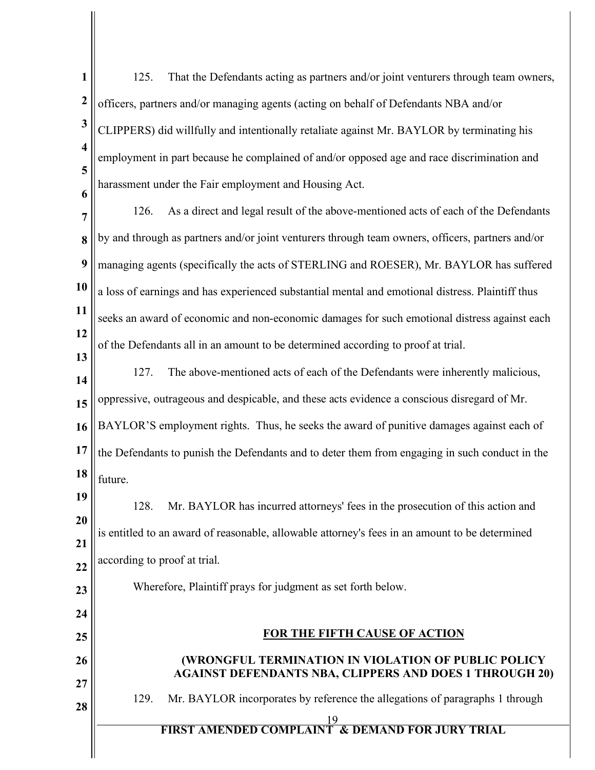125. That the Defendants acting as partners and/or joint venturers through team owners, officers, partners and/or managing agents (acting on behalf of Defendants NBA and/or CLIPPERS) did willfully and intentionally retaliate against Mr. BAYLOR by terminating his employment in part because he complained of and/or opposed age and race discrimination and harassment under the Fair employment and Housing Act.

126. As a direct and legal result of the above-mentioned acts of each of the Defendants by and through as partners and/or joint venturers through team owners, officers, partners and/or managing agents (specifically the acts of STERLING and ROESER), Mr. BAYLOR has suffered a loss of earnings and has experienced substantial mental and emotional distress. Plaintiff thus seeks an award of economic and non-economic damages for such emotional distress against each of the Defendants all in an amount to be determined according to proof at trial.

127. The above-mentioned acts of each of the Defendants were inherently malicious, oppressive, outrageous and despicable, and these acts evidence a conscious disregard of Mr. BAYLOR'S employment rights. Thus, he seeks the award of punitive damages against each of the Defendants to punish the Defendants and to deter them from engaging in such conduct in the future.

128. Mr. BAYLOR has incurred attorneys' fees in the prosecution of this action and is entitled to an award of reasonable, allowable attorney's fees in an amount to be determined according to proof at trial.

Wherefore, Plaintiff prays for judgment as set forth below.

## FOR THE FIFTH CAUSE OF ACTION

### (WRONGFUL TERMINATION IN VIOLATION OF PUBLIC POLICY AGAINST DEFENDANTS NBA, CLIPPERS AND DOES 1 THROUGH 20)

129. Mr. BAYLOR incorporates by reference the allegations of paragraphs 1 through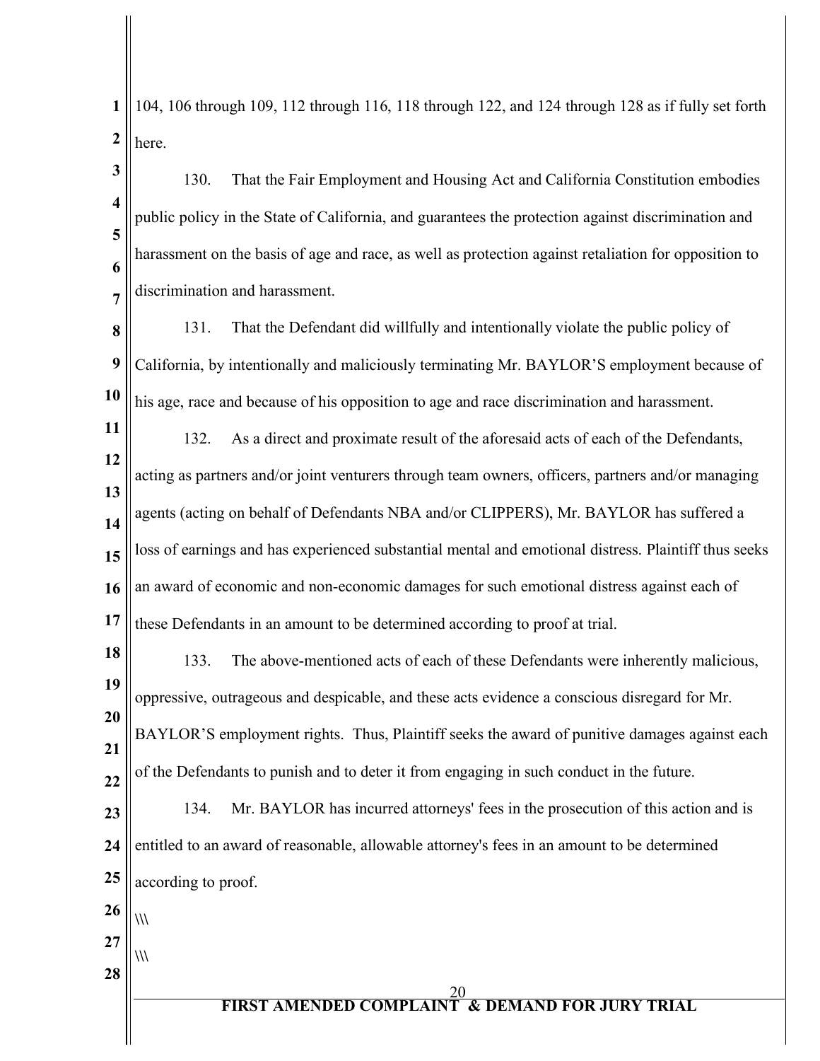104, 106 through 109, 112 through 116, 118 through 122, and 124 through 128 as if fully set forth here.

130. That the Fair Employment and Housing Act and California Constitution embodies public policy in the State of California, and guarantees the protection against discrimination and harassment on the basis of age and race, as well as protection against retaliation for opposition to discrimination and harassment.

131. That the Defendant did willfully and intentionally violate the public policy of California, by intentionally and maliciously terminating Mr. BAYLOR'S employment because of his age, race and because of his opposition to age and race discrimination and harassment.

132. As a direct and proximate result of the aforesaid acts of each of the Defendants, acting as partners and/or joint venturers through team owners, officers, partners and/or managing agents (acting on behalf of Defendants NBA and/or CLIPPERS), Mr. BAYLOR has suffered a loss of earnings and has experienced substantial mental and emotional distress. Plaintiff thus seeks an award of economic and non-economic damages for such emotional distress against each of these Defendants in an amount to be determined according to proof at trial.

133. The above-mentioned acts of each of these Defendants were inherently malicious, oppressive, outrageous and despicable, and these acts evidence a conscious disregard for Mr. BAYLOR'S employment rights. Thus, Plaintiff seeks the award of punitive damages against each of the Defendants to punish and to deter it from engaging in such conduct in the future.

134. Mr. BAYLOR has incurred attorneys' fees in the prosecution of this action and is entitled to an award of reasonable, allowable attorney's fees in an amount to be determined according to proof.

\\\

\\\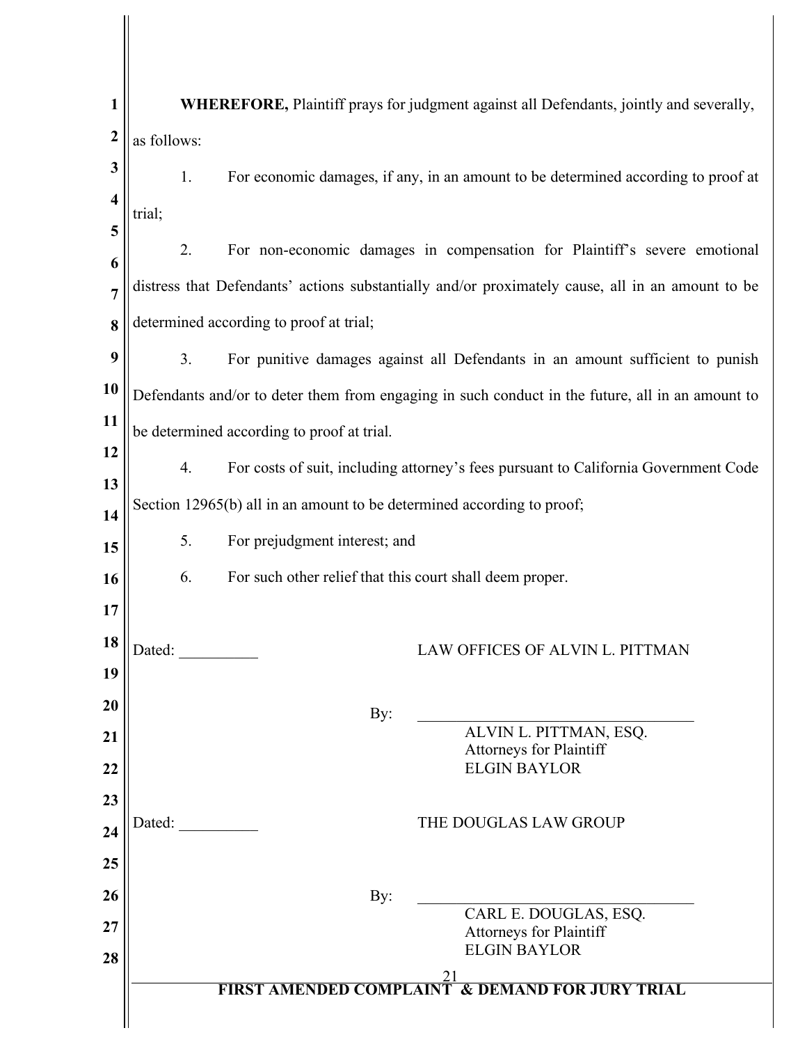**WHEREFORE,** Plaintiff prays for judgment against all Defendants, jointly and severally, as follows:

1. For economic damages, if any, in an amount to be determined according to proof at trial;

2. For non-economic damages in compensation for Plaintiff's severe emotional distress that Defendants' actions substantially and/or proximately cause, all in an amount to be determined according to proof at trial;

3. For punitive damages against all Defendants in an amount sufficient to punish Defendants and/or to deter them from engaging in such conduct in the future, all in an amount to be determined according to proof at trial.

4. For costs of suit, including attorney's fees pursuant to California Government Code Section 12965(b) all in an amount to be determined according to proof;

5. For prejudgment interest; and

6. For such other relief that this court shall deem proper.

Dated: __________

LAW OFFICES OF ALVIN L. PITTMAN

By: ______________________________
ALVIN L. PITTMAN, ESQ.
Attorneys for Plaintiff
ELGIN BAYLOR

Dated: __________

THE DOUGLAS LAW GROUP

By: ______________________________
CARL E. DOUGLAS, ESQ.
Attorneys for Plaintiff
ELGIN BAYLOR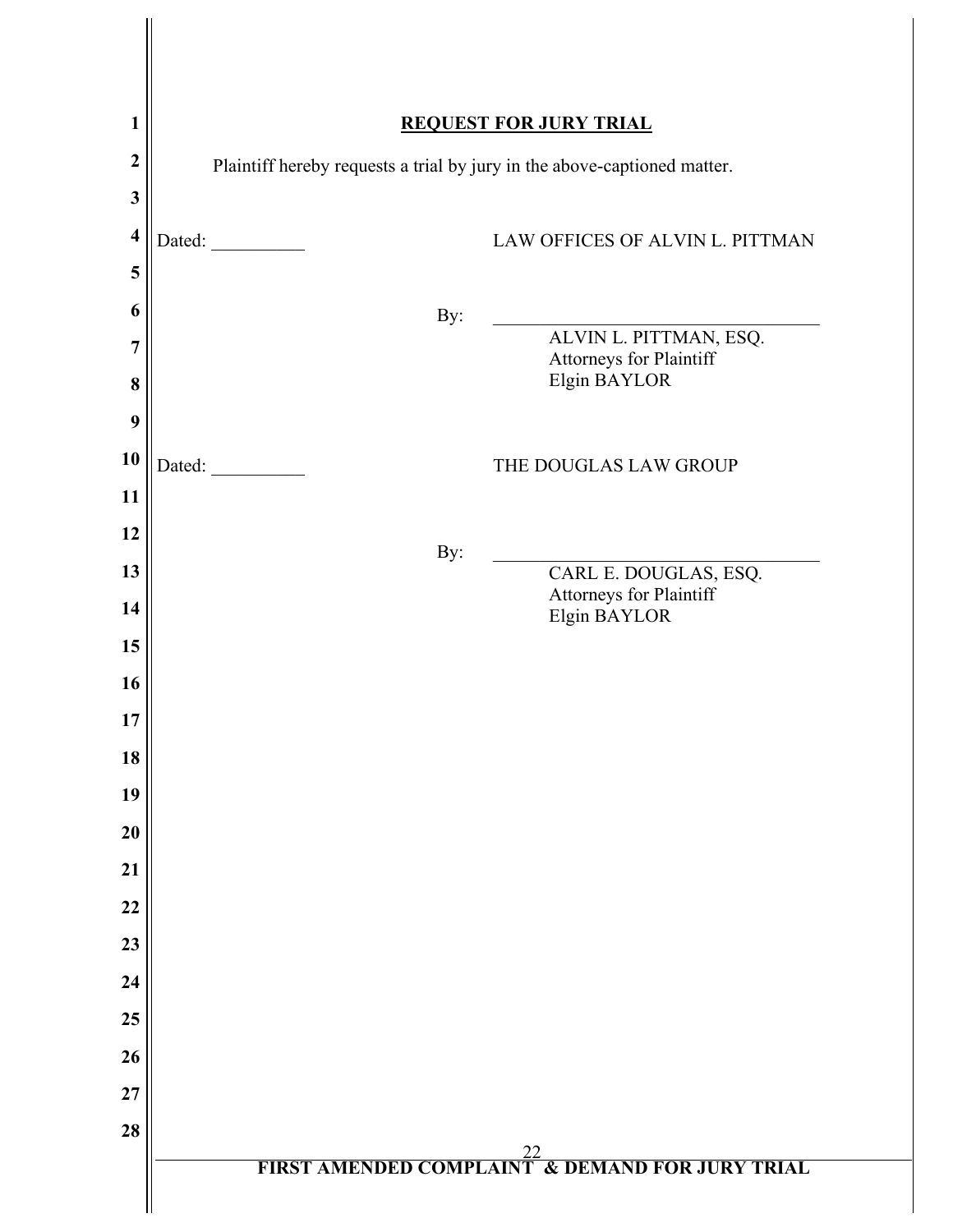**REQUEST FOR JURY TRIAL**

Plaintiff hereby requests a trial by jury in the above-captioned matter.

Dated: __________

LAW OFFICES OF ALVIN L. PITTMAN

By: ________________________________

ALVIN L. PITTMAN, ESQ.
Attorneys for Plaintiff
Elgin BAYLOR

Dated: __________

THE DOUGLAS LAW GROUP

By: ________________________________

CARL E. DOUGLAS, ESQ.
Attorneys for Plaintiff
Elgin BAYLOR